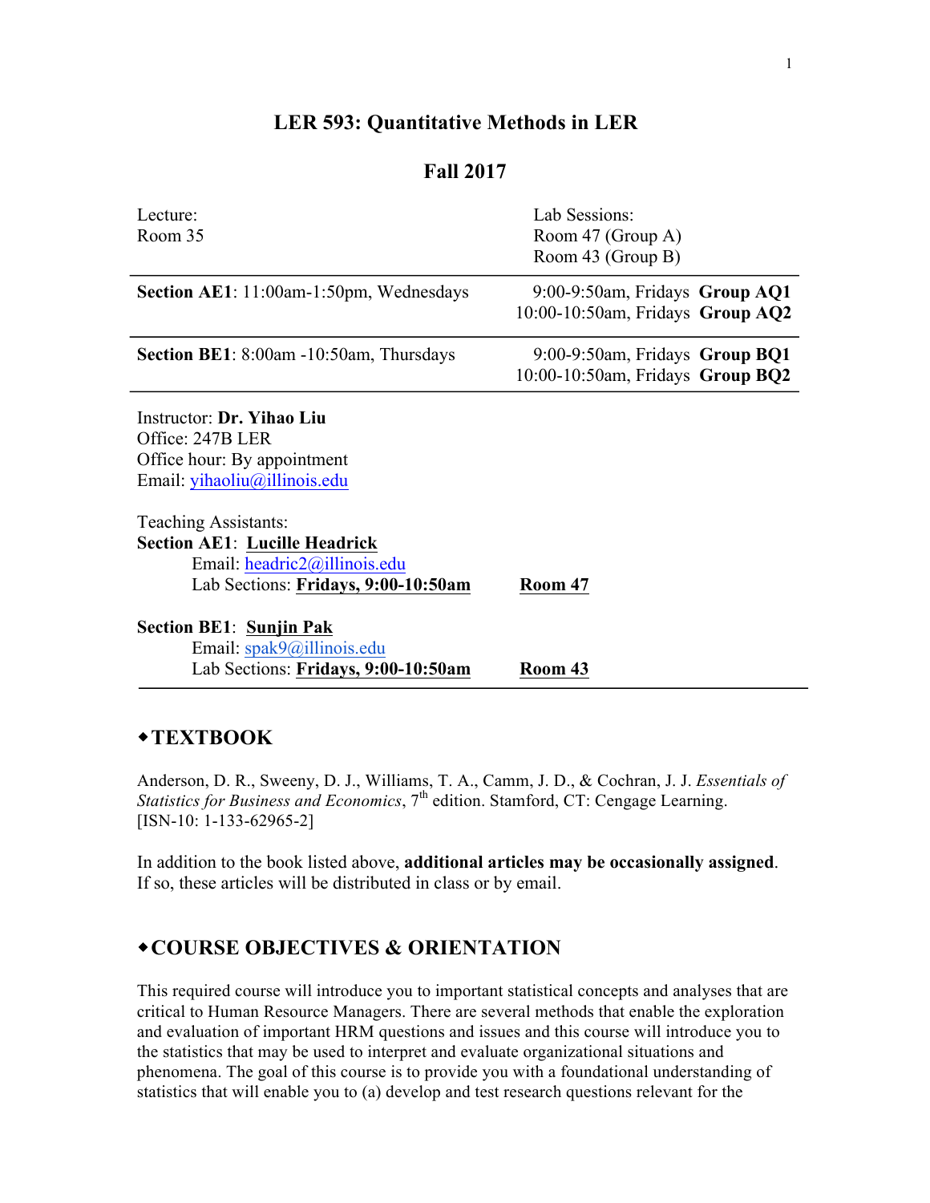# LER 593: Quantitative Methods in LER

## Fall 2017

| Lecture: Room 35 | Lab Sessions: Room 47 (Group A) Room 43 (Group B) | |
|---|---|---|
| **Section AE1**: 11:00am-1:50pm, Wednesdays | 9:00-9:50am, Fridays | **Group AQ1** |
| | 10:00-10:50am, Fridays | **Group AQ2** |
| **Section BE1**: 8:00am -10:50am, Thursdays | 9:00-9:50am, Fridays | **Group BQ1** |
| | 10:00-10:50am, Fridays | **Group BQ2** |

Instructor: **Dr. Yihao Liu**
Office: 247B LER
Office hour: By appointment
Email: yihaoliu@illinois.edu

Teaching Assistants:
**Section AE1**: **Lucille Headrick**
Email: headric2@illinois.edu
Lab Sections: **Fridays, 9:00-10:50am** **Room 47**

**Section BE1**: **Sunjin Pak**
Email: spak9@illinois.edu
Lab Sections: **Fridays, 9:00-10:50am** **Room 43**

## ◆TEXTBOOK

Anderson, D. R., Sweeny, D. J., Williams, T. A., Camm, J. D., & Cochran, J. J. *Essentials of Statistics for Business and Economics*, 7th edition. Stamford, CT: Cengage Learning. [ISN-10: 1-133-62965-2]

In addition to the book listed above, **additional articles may be occasionally assigned**. If so, these articles will be distributed in class or by email.

## ◆COURSE OBJECTIVES & ORIENTATION

This required course will introduce you to important statistical concepts and analyses that are critical to Human Resource Managers. There are several methods that enable the exploration and evaluation of important HRM questions and issues and this course will introduce you to the statistics that may be used to interpret and evaluate organizational situations and phenomena. The goal of this course is to provide you with a foundational understanding of statistics that will enable you to (a) develop and test research questions relevant for the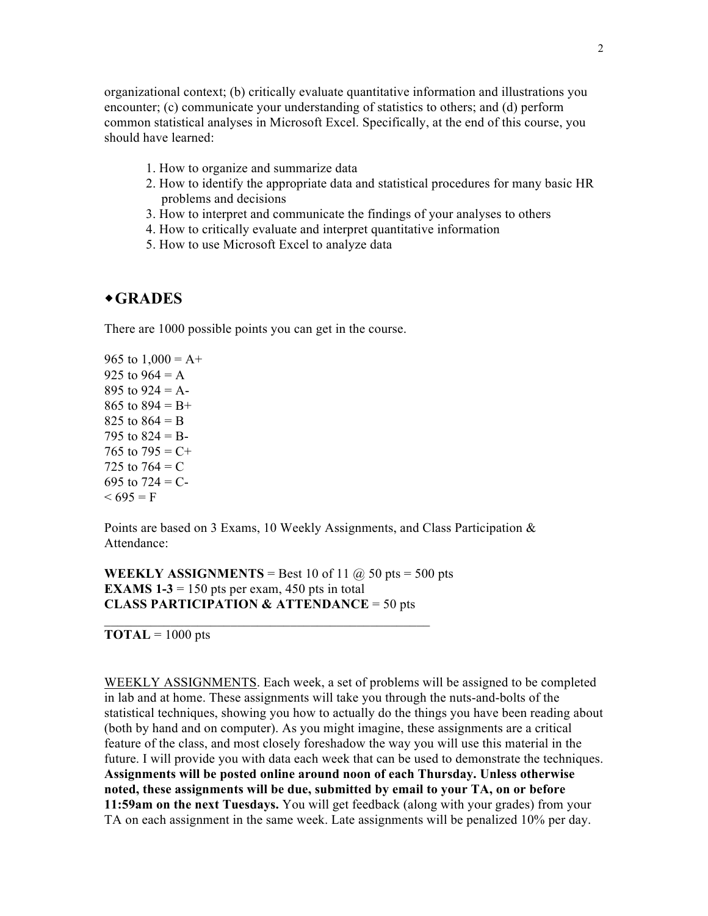organizational context; (b) critically evaluate quantitative information and illustrations you encounter; (c) communicate your understanding of statistics to others; and (d) perform common statistical analyses in Microsoft Excel. Specifically, at the end of this course, you should have learned:

1. How to organize and summarize data
2. How to identify the appropriate data and statistical procedures for many basic HR problems and decisions
3. How to interpret and communicate the findings of your analyses to others
4. How to critically evaluate and interpret quantitative information
5. How to use Microsoft Excel to analyze data

## ◆GRADES

There are 1000 possible points you can get in the course.

965 to 1,000 = A+
925 to 964 = A
895 to 924 = A-
865 to 894 = B+
825 to 864 = B
795 to 824 = B-
765 to 795 = C+
725 to 764 = C
695 to 724 = C-
< 695 = F

Points are based on 3 Exams, 10 Weekly Assignments, and Class Participation & Attendance:

**WEEKLY ASSIGNMENTS** = Best 10 of 11 @ 50 pts = 500 pts
**EXAMS 1-3** = 150 pts per exam, 450 pts in total
**CLASS PARTICIPATION & ATTENDANCE** = 50 pts

---

**TOTAL** = 1000 pts

WEEKLY ASSIGNMENTS. Each week, a set of problems will be assigned to be completed in lab and at home. These assignments will take you through the nuts-and-bolts of the statistical techniques, showing you how to actually do the things you have been reading about (both by hand and on computer). As you might imagine, these assignments are a critical feature of the class, and most closely foreshadow the way you will use this material in the future. I will provide you with data each week that can be used to demonstrate the techniques. **Assignments will be posted online around noon of each Thursday. Unless otherwise noted, these assignments will be due, submitted by email to your TA, on or before 11:59am on the next Tuesdays.** You will get feedback (along with your grades) from your TA on each assignment in the same week. Late assignments will be penalized 10% per day.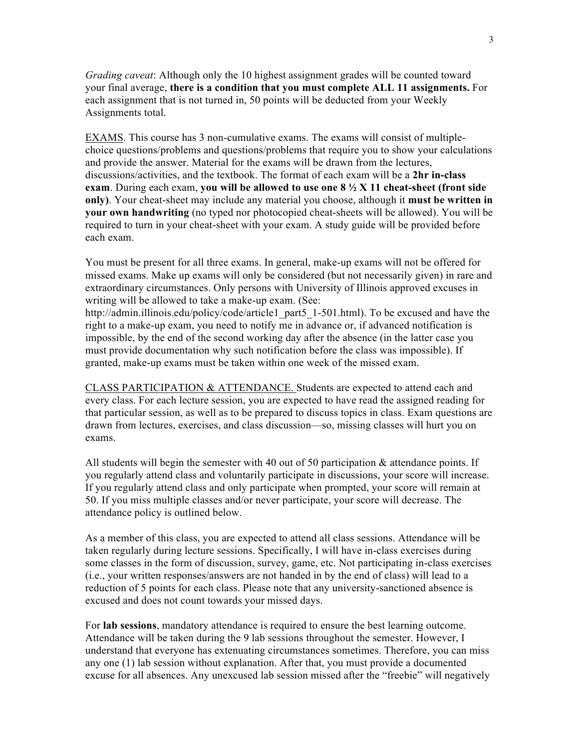*Grading caveat*: Although only the 10 highest assignment grades will be counted toward your final average, **there is a condition that you must complete ALL 11 assignments.** For each assignment that is not turned in, 50 points will be deducted from your Weekly Assignments total.

EXAMS. This course has 3 non-cumulative exams. The exams will consist of multiple-choice questions/problems and questions/problems that require you to show your calculations and provide the answer. Material for the exams will be drawn from the lectures, discussions/activities, and the textbook. The format of each exam will be a **2hr in-class exam**. During each exam, **you will be allowed to use one 8 ½ X 11 cheat-sheet (front side only)**. Your cheat-sheet may include any material you choose, although it **must be written in your own handwriting** (no typed nor photocopied cheat-sheets will be allowed). You will be required to turn in your cheat-sheet with your exam. A study guide will be provided before each exam.

You must be present for all three exams. In general, make-up exams will not be offered for missed exams. Make up exams will only be considered (but not necessarily given) in rare and extraordinary circumstances. Only persons with University of Illinois approved excuses in writing will be allowed to take a make-up exam. (See: http://admin.illinois.edu/policy/code/article1_part5_1-501.html). To be excused and have the right to a make-up exam, you need to notify me in advance or, if advanced notification is impossible, by the end of the second working day after the absence (in the latter case you must provide documentation why such notification before the class was impossible). If granted, make-up exams must be taken within one week of the missed exam.

CLASS PARTICIPATION & ATTENDANCE. Students are expected to attend each and every class. For each lecture session, you are expected to have read the assigned reading for that particular session, as well as to be prepared to discuss topics in class. Exam questions are drawn from lectures, exercises, and class discussion—so, missing classes will hurt you on exams.

All students will begin the semester with 40 out of 50 participation & attendance points. If you regularly attend class and voluntarily participate in discussions, your score will increase. If you regularly attend class and only participate when prompted, your score will remain at 50. If you miss multiple classes and/or never participate, your score will decrease. The attendance policy is outlined below.

As a member of this class, you are expected to attend all class sessions. Attendance will be taken regularly during lecture sessions. Specifically, I will have in-class exercises during some classes in the form of discussion, survey, game, etc. Not participating in-class exercises (i.e., your written responses/answers are not handed in by the end of class) will lead to a reduction of 5 points for each class. Please note that any university-sanctioned absence is excused and does not count towards your missed days.

For **lab sessions**, mandatory attendance is required to ensure the best learning outcome. Attendance will be taken during the 9 lab sessions throughout the semester. However, I understand that everyone has extenuating circumstances sometimes. Therefore, you can miss any one (1) lab session without explanation. After that, you must provide a documented excuse for all absences. Any unexcused lab session missed after the "freebie" will negatively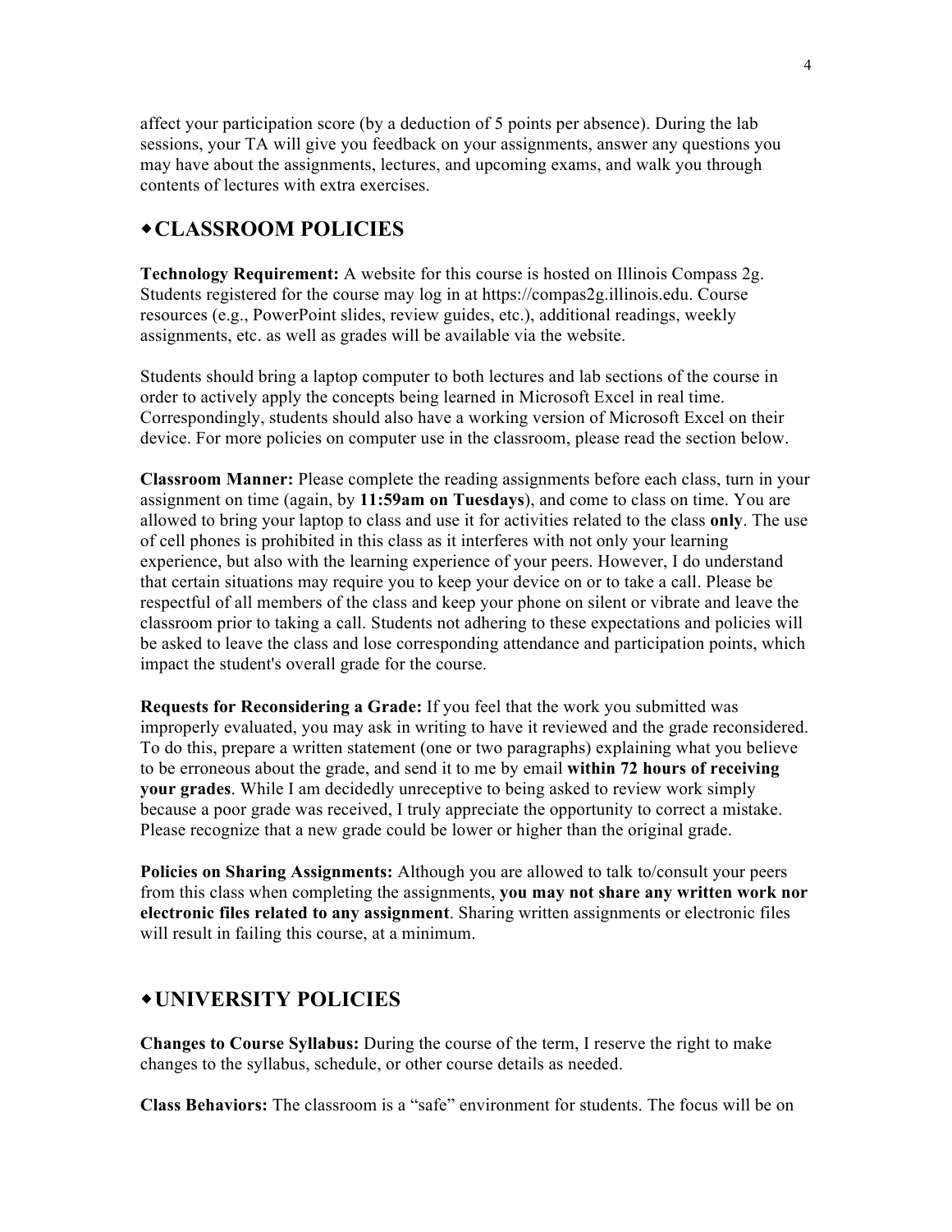affect your participation score (by a deduction of 5 points per absence). During the lab sessions, your TA will give you feedback on your assignments, answer any questions you may have about the assignments, lectures, and upcoming exams, and walk you through contents of lectures with extra exercises.

## ◆CLASSROOM POLICIES

**Technology Requirement:** A website for this course is hosted on Illinois Compass 2g. Students registered for the course may log in at https://compas2g.illinois.edu. Course resources (e.g., PowerPoint slides, review guides, etc.), additional readings, weekly assignments, etc. as well as grades will be available via the website.

Students should bring a laptop computer to both lectures and lab sections of the course in order to actively apply the concepts being learned in Microsoft Excel in real time. Correspondingly, students should also have a working version of Microsoft Excel on their device. For more policies on computer use in the classroom, please read the section below.

**Classroom Manner:** Please complete the reading assignments before each class, turn in your assignment on time (again, by **11:59am on Tuesdays**), and come to class on time. You are allowed to bring your laptop to class and use it for activities related to the class **only**. The use of cell phones is prohibited in this class as it interferes with not only your learning experience, but also with the learning experience of your peers. However, I do understand that certain situations may require you to keep your device on or to take a call. Please be respectful of all members of the class and keep your phone on silent or vibrate and leave the classroom prior to taking a call. Students not adhering to these expectations and policies will be asked to leave the class and lose corresponding attendance and participation points, which impact the student's overall grade for the course.

**Requests for Reconsidering a Grade:** If you feel that the work you submitted was improperly evaluated, you may ask in writing to have it reviewed and the grade reconsidered. To do this, prepare a written statement (one or two paragraphs) explaining what you believe to be erroneous about the grade, and send it to me by email **within 72 hours of receiving your grades**. While I am decidedly unreceptive to being asked to review work simply because a poor grade was received, I truly appreciate the opportunity to correct a mistake. Please recognize that a new grade could be lower or higher than the original grade.

**Policies on Sharing Assignments:** Although you are allowed to talk to/consult your peers from this class when completing the assignments, **you may not share any written work nor electronic files related to any assignment**. Sharing written assignments or electronic files will result in failing this course, at a minimum.

## ◆UNIVERSITY POLICIES

**Changes to Course Syllabus:** During the course of the term, I reserve the right to make changes to the syllabus, schedule, or other course details as needed.

**Class Behaviors:** The classroom is a "safe" environment for students. The focus will be on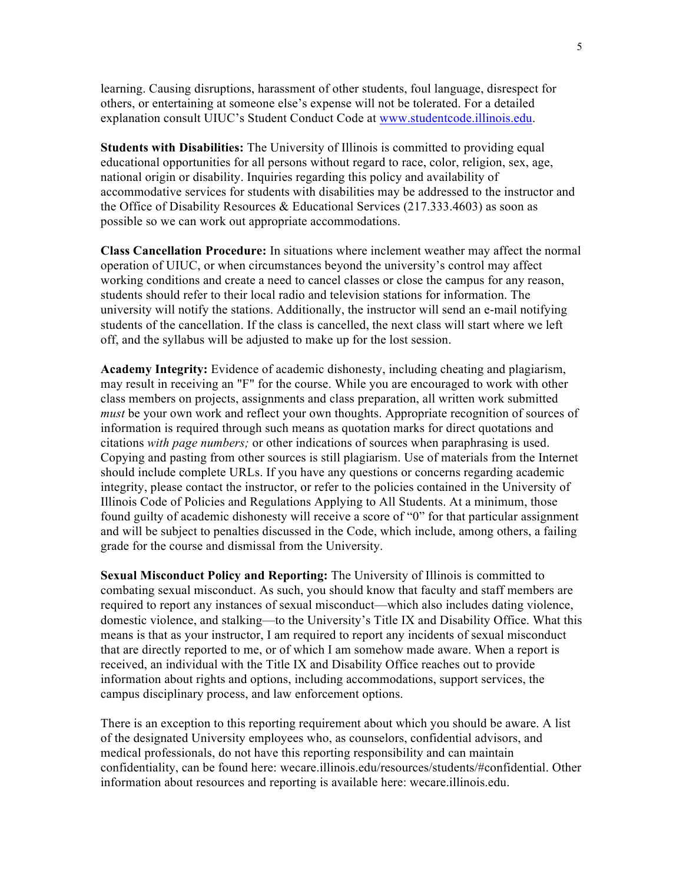learning. Causing disruptions, harassment of other students, foul language, disrespect for others, or entertaining at someone else's expense will not be tolerated. For a detailed explanation consult UIUC's Student Conduct Code at [www.studentcode.illinois.edu](www.studentcode.illinois.edu).

**Students with Disabilities:** The University of Illinois is committed to providing equal educational opportunities for all persons without regard to race, color, religion, sex, age, national origin or disability. Inquiries regarding this policy and availability of accommodative services for students with disabilities may be addressed to the instructor and the Office of Disability Resources & Educational Services (217.333.4603) as soon as possible so we can work out appropriate accommodations.

**Class Cancellation Procedure:** In situations where inclement weather may affect the normal operation of UIUC, or when circumstances beyond the university's control may affect working conditions and create a need to cancel classes or close the campus for any reason, students should refer to their local radio and television stations for information. The university will notify the stations. Additionally, the instructor will send an e-mail notifying students of the cancellation. If the class is cancelled, the next class will start where we left off, and the syllabus will be adjusted to make up for the lost session.

**Academy Integrity:** Evidence of academic dishonesty, including cheating and plagiarism, may result in receiving an "F" for the course. While you are encouraged to work with other class members on projects, assignments and class preparation, all written work submitted *must* be your own work and reflect your own thoughts. Appropriate recognition of sources of information is required through such means as quotation marks for direct quotations and citations *with page numbers;* or other indications of sources when paraphrasing is used. Copying and pasting from other sources is still plagiarism. Use of materials from the Internet should include complete URLs. If you have any questions or concerns regarding academic integrity, please contact the instructor, or refer to the policies contained in the University of Illinois Code of Policies and Regulations Applying to All Students. At a minimum, those found guilty of academic dishonesty will receive a score of "0" for that particular assignment and will be subject to penalties discussed in the Code, which include, among others, a failing grade for the course and dismissal from the University.

**Sexual Misconduct Policy and Reporting:** The University of Illinois is committed to combating sexual misconduct. As such, you should know that faculty and staff members are required to report any instances of sexual misconduct—which also includes dating violence, domestic violence, and stalking—to the University's Title IX and Disability Office. What this means is that as your instructor, I am required to report any incidents of sexual misconduct that are directly reported to me, or of which I am somehow made aware. When a report is received, an individual with the Title IX and Disability Office reaches out to provide information about rights and options, including accommodations, support services, the campus disciplinary process, and law enforcement options.

There is an exception to this reporting requirement about which you should be aware. A list of the designated University employees who, as counselors, confidential advisors, and medical professionals, do not have this reporting responsibility and can maintain confidentiality, can be found here: wecare.illinois.edu/resources/students/#confidential. Other information about resources and reporting is available here: wecare.illinois.edu.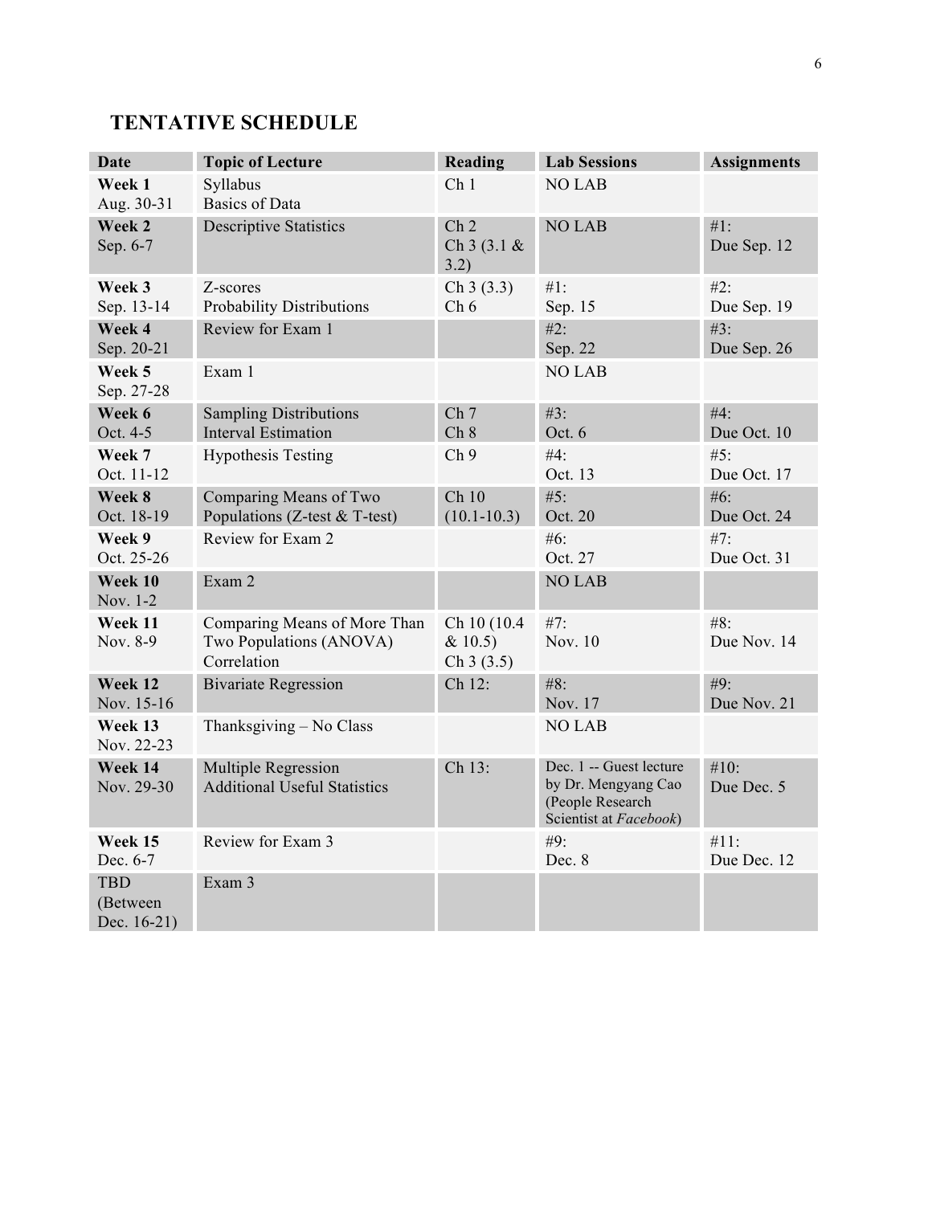## TENTATIVE SCHEDULE

| Date | Topic of Lecture | Reading | Lab Sessions | Assignments |
|---|---|---|---|---|
| **Week 1** Aug. 30-31 | Syllabus Basics of Data | Ch 1 | NO LAB | |
| **Week 2** Sep. 6-7 | Descriptive Statistics | Ch 2 Ch 3 (3.1 & 3.2) | NO LAB | #1: Due Sep. 12 |
| **Week 3** Sep. 13-14 | Z-scores Probability Distributions | Ch 3 (3.3) Ch 6 | #1: Sep. 15 | #2: Due Sep. 19 |
| **Week 4** Sep. 20-21 | Review for Exam 1 | | #2: Sep. 22 | #3: Due Sep. 26 |
| **Week 5** Sep. 27-28 | Exam 1 | | NO LAB | |
| **Week 6** Oct. 4-5 | Sampling Distributions Interval Estimation | Ch 7 Ch 8 | #3: Oct. 6 | #4: Due Oct. 10 |
| **Week 7** Oct. 11-12 | Hypothesis Testing | Ch 9 | #4: Oct. 13 | #5: Due Oct. 17 |
| **Week 8** Oct. 18-19 | Comparing Means of Two Populations (Z-test & T-test) | Ch 10 (10.1-10.3) | #5: Oct. 20 | #6: Due Oct. 24 |
| **Week 9** Oct. 25-26 | Review for Exam 2 | | #6: Oct. 27 | #7: Due Oct. 31 |
| **Week 10** Nov. 1-2 | Exam 2 | | NO LAB | |
| **Week 11** Nov. 8-9 | Comparing Means of More Than Two Populations (ANOVA) Correlation | Ch 10 (10.4 & 10.5) Ch 3 (3.5) | #7: Nov. 10 | #8: Due Nov. 14 |
| **Week 12** Nov. 15-16 | Bivariate Regression | Ch 12: | #8: Nov. 17 | #9: Due Nov. 21 |
| **Week 13** Nov. 22-23 | Thanksgiving – No Class | | NO LAB | |
| **Week 14** Nov. 29-30 | Multiple Regression Additional Useful Statistics | Ch 13: | Dec. 1 -- Guest lecture by Dr. Mengyang Cao (People Research Scientist at *Facebook*) | #10: Due Dec. 5 |
| **Week 15** Dec. 6-7 | Review for Exam 3 | | #9: Dec. 8 | #11: Due Dec. 12 |
| TBD (Between Dec. 16-21) | Exam 3 | | | |